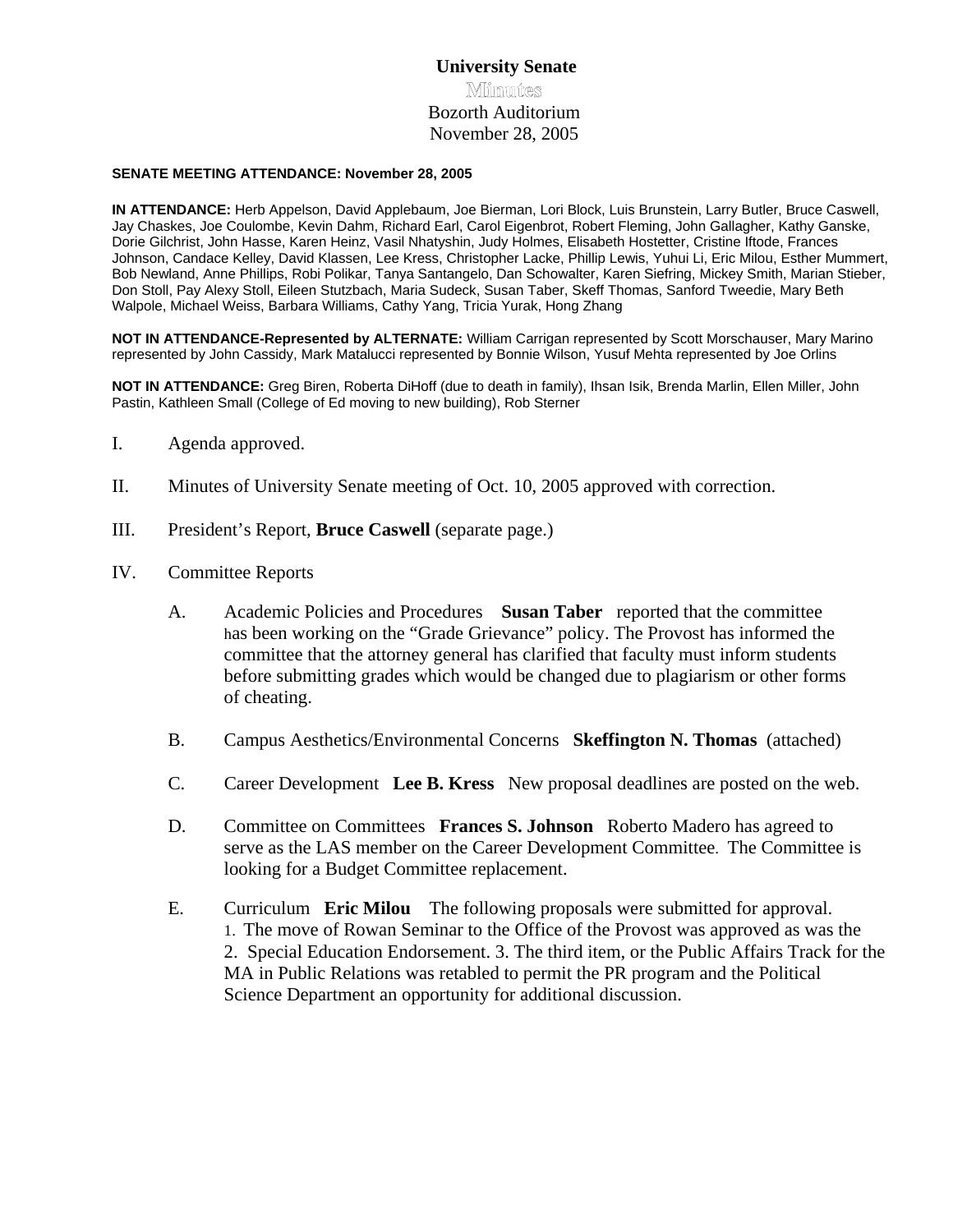# University Senate

## Minutes

Bozorth Auditorium
November 28, 2005

**SENATE MEETING ATTENDANCE: November 28, 2005**

**IN ATTENDANCE:** Herb Appelson, David Applebaum, Joe Bierman, Lori Block, Luis Brunstein, Larry Butler, Bruce Caswell, Jay Chaskes, Joe Coulombe, Kevin Dahm, Richard Earl, Carol Eigenbrot, Robert Fleming, John Gallagher, Kathy Ganske, Dorie Gilchrist, John Hasse, Karen Heinz, Vasil Nhatyshin, Judy Holmes, Elisabeth Hostetter, Cristine Iftode, Frances Johnson, Candace Kelley, David Klassen, Lee Kress, Christopher Lacke, Phillip Lewis, Yuhui Li, Eric Milou, Esther Mummert, Bob Newland, Anne Phillips, Robi Polikar, Tanya Santangelo, Dan Schowalter, Karen Siefring, Mickey Smith, Marian Stieber, Don Stoll, Pay Alexy Stoll, Eileen Stutzbach, Maria Sudeck, Susan Taber, Skeff Thomas, Sanford Tweedie, Mary Beth Walpole, Michael Weiss, Barbara Williams, Cathy Yang, Tricia Yurak, Hong Zhang

**NOT IN ATTENDANCE-Represented by ALTERNATE:** William Carrigan represented by Scott Morschauser, Mary Marino represented by John Cassidy, Mark Matalucci represented by Bonnie Wilson, Yusuf Mehta represented by Joe Orlins

**NOT IN ATTENDANCE:** Greg Biren, Roberta DiHoff (due to death in family), Ihsan Isik, Brenda Marlin, Ellen Miller, John Pastin, Kathleen Small (College of Ed moving to new building), Rob Sterner

I. Agenda approved.

II. Minutes of University Senate meeting of Oct. 10, 2005 approved with correction.

III. President's Report, **Bruce Caswell** (separate page.)

IV. Committee Reports

A. Academic Policies and Procedures **Susan Taber** reported that the committee has been working on the "Grade Grievance" policy. The Provost has informed the committee that the attorney general has clarified that faculty must inform students before submitting grades which would be changed due to plagiarism or other forms of cheating.

B. Campus Aesthetics/Environmental Concerns **Skeffington N. Thomas** (attached)

C. Career Development **Lee B. Kress** New proposal deadlines are posted on the web.

D. Committee on Committees **Frances S. Johnson** Roberto Madero has agreed to serve as the LAS member on the Career Development Committee. The Committee is looking for a Budget Committee replacement.

E. Curriculum **Eric Milou** The following proposals were submitted for approval. 1. The move of Rowan Seminar to the Office of the Provost was approved as was the 2. Special Education Endorsement. 3. The third item, or the Public Affairs Track for the MA in Public Relations was retabled to permit the PR program and the Political Science Department an opportunity for additional discussion.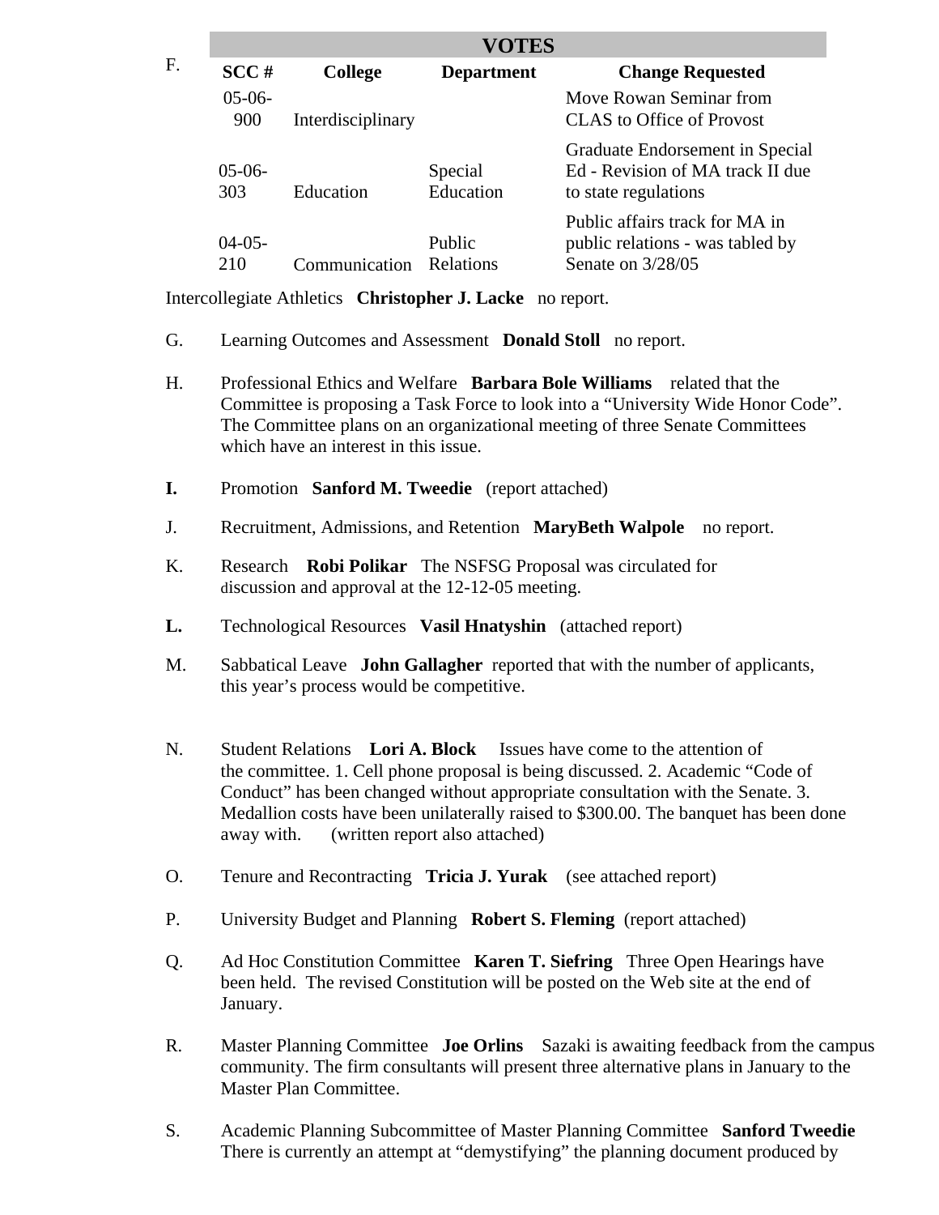F.

| VOTES | | | |
|---|---|---|---|
| **SCC #** | **College** | **Department** | **Change Requested** |
| 05-06-900 | Interdisciplinary | | Move Rowan Seminar from CLAS to Office of Provost |
| 05-06-303 | Education | Special Education | Graduate Endorsement in Special Ed - Revision of MA track II due to state regulations |
| 04-05-210 | Communication | Public Relations | Public affairs track for MA in public relations - was tabled by Senate on 3/28/05 |

Intercollegiate Athletics **Christopher J. Lacke** no report.

G. Learning Outcomes and Assessment **Donald Stoll** no report.

H. Professional Ethics and Welfare **Barbara Bole Williams** related that the Committee is proposing a Task Force to look into a "University Wide Honor Code". The Committee plans on an organizational meeting of three Senate Committees which have an interest in this issue.

**I.** Promotion **Sanford M. Tweedie** (report attached)

J. Recruitment, Admissions, and Retention **MaryBeth Walpole** no report.

K. Research **Robi Polikar** The NSFSG Proposal was circulated for discussion and approval at the 12-12-05 meeting.

**L.** Technological Resources **Vasil Hnatyshin** (attached report)

M. Sabbatical Leave **John Gallagher** reported that with the number of applicants, this year's process would be competitive.

N. Student Relations **Lori A. Block** Issues have come to the attention of the committee. 1. Cell phone proposal is being discussed. 2. Academic "Code of Conduct" has been changed without appropriate consultation with the Senate. 3. Medallion costs have been unilaterally raised to $300.00. The banquet has been done away with. (written report also attached)

O. Tenure and Recontracting **Tricia J. Yurak** (see attached report)

P. University Budget and Planning **Robert S. Fleming** (report attached)

Q. Ad Hoc Constitution Committee **Karen T. Siefring** Three Open Hearings have been held. The revised Constitution will be posted on the Web site at the end of January.

R. Master Planning Committee **Joe Orlins** Sazaki is awaiting feedback from the campus community. The firm consultants will present three alternative plans in January to the Master Plan Committee.

S. Academic Planning Subcommittee of Master Planning Committee **Sanford Tweedie** There is currently an attempt at "demystifying" the planning document produced by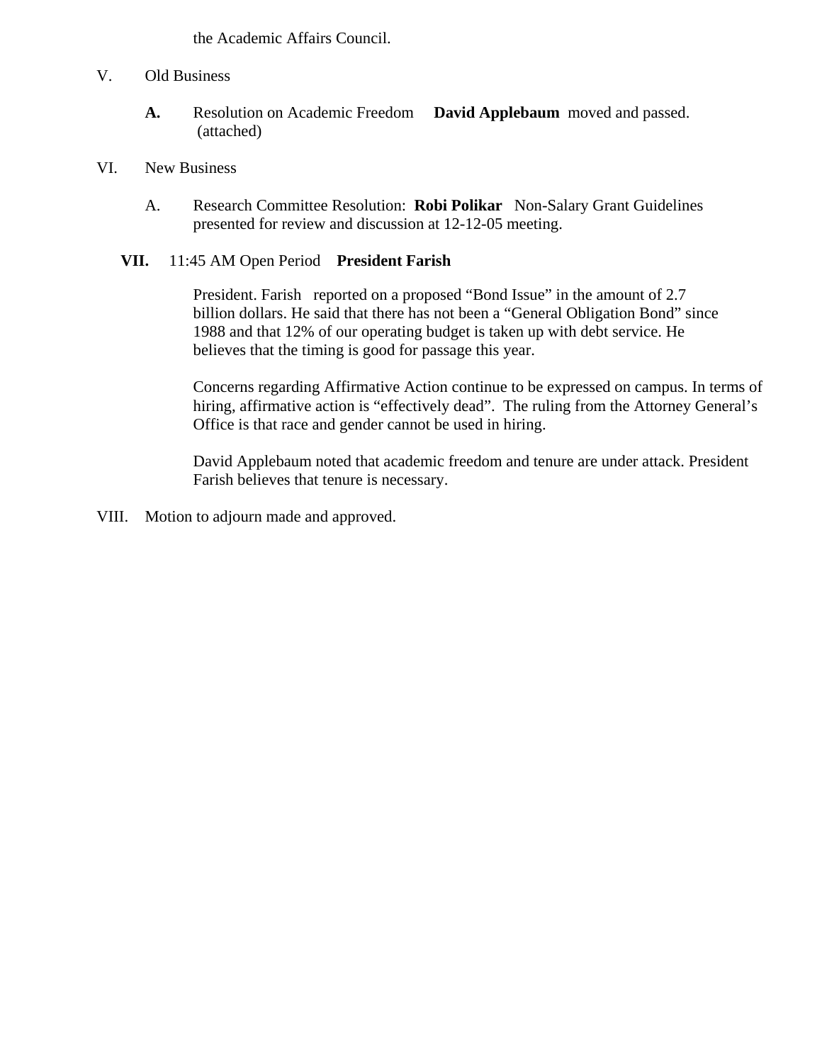the Academic Affairs Council.

V. Old Business

**A.** Resolution on Academic Freedom **David Applebaum** moved and passed. (attached)

VI. New Business

A. Research Committee Resolution: **Robi Polikar** Non-Salary Grant Guidelines presented for review and discussion at 12-12-05 meeting.

**VII.** 11:45 AM Open Period **President Farish**

President. Farish reported on a proposed "Bond Issue" in the amount of 2.7 billion dollars. He said that there has not been a "General Obligation Bond" since 1988 and that 12% of our operating budget is taken up with debt service. He believes that the timing is good for passage this year.

Concerns regarding Affirmative Action continue to be expressed on campus. In terms of hiring, affirmative action is "effectively dead". The ruling from the Attorney General's Office is that race and gender cannot be used in hiring.

David Applebaum noted that academic freedom and tenure are under attack. President Farish believes that tenure is necessary.

VIII. Motion to adjourn made and approved.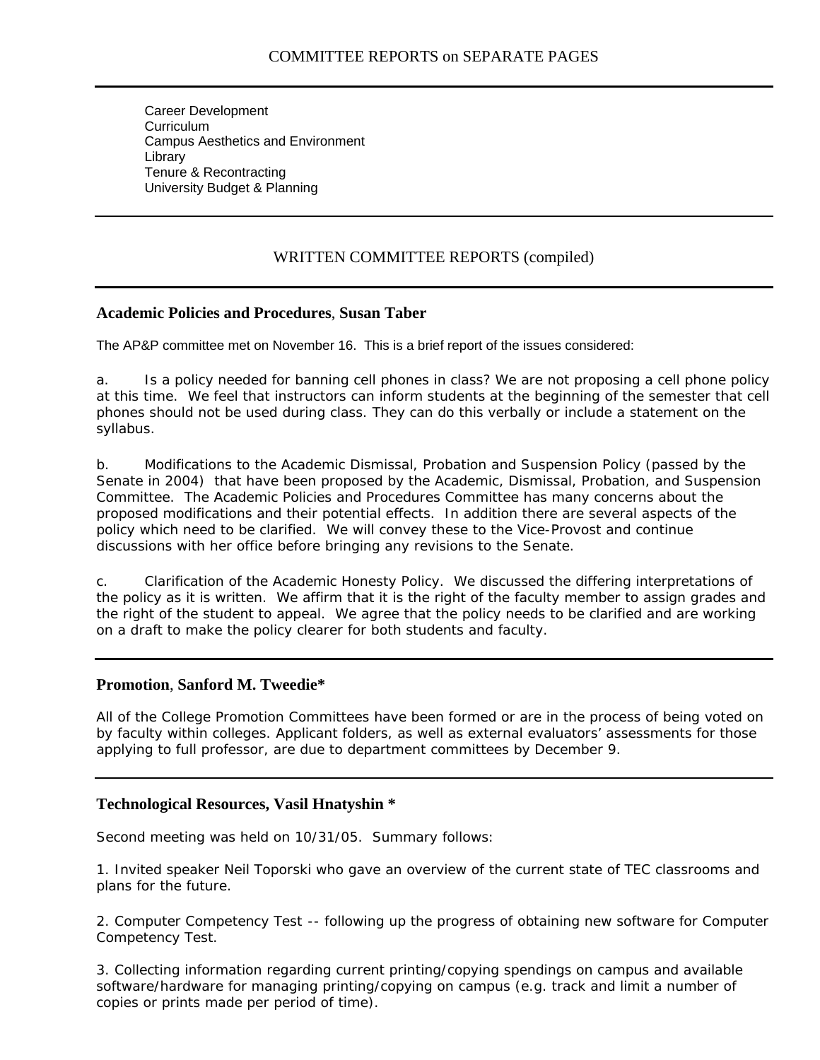## COMMITTEE REPORTS on SEPARATE PAGES

---

Career Development
Curriculum
Campus Aesthetics and Environment
Library
Tenure & Recontracting
University Budget & Planning

---

## WRITTEN COMMITTEE REPORTS (compiled)

---

### Academic Policies and Procedures, Susan Taber

The AP&P committee met on November 16. This is a brief report of the issues considered:

a. Is a policy needed for banning cell phones in class? We are not proposing a cell phone policy at this time. We feel that instructors can inform students at the beginning of the semester that cell phones should not be used during class. They can do this verbally or include a statement on the syllabus.

b. Modifications to the Academic Dismissal, Probation and Suspension Policy (passed by the Senate in 2004) that have been proposed by the Academic, Dismissal, Probation, and Suspension Committee. The Academic Policies and Procedures Committee has many concerns about the proposed modifications and their potential effects. In addition there are several aspects of the policy which need to be clarified. We will convey these to the Vice-Provost and continue discussions with her office before bringing any revisions to the Senate.

c. Clarification of the Academic Honesty Policy. We discussed the differing interpretations of the policy as it is written. We affirm that it is the right of the faculty member to assign grades and the right of the student to appeal. We agree that the policy needs to be clarified and are working on a draft to make the policy clearer for both students and faculty.

---

### Promotion, Sanford M. Tweedie*

All of the College Promotion Committees have been formed or are in the process of being voted on by faculty within colleges. Applicant folders, as well as external evaluators' assessments for those applying to full professor, are due to department committees by December 9.

---

### Technological Resources, Vasil Hnatyshin *

Second meeting was held on 10/31/05. Summary follows:

1. Invited speaker Neil Toporski who gave an overview of the current state of TEC classrooms and plans for the future.

2. Computer Competency Test -- following up the progress of obtaining new software for Computer Competency Test.

3. Collecting information regarding current printing/copying spendings on campus and available software/hardware for managing printing/copying on campus (e.g. track and limit a number of copies or prints made per period of time).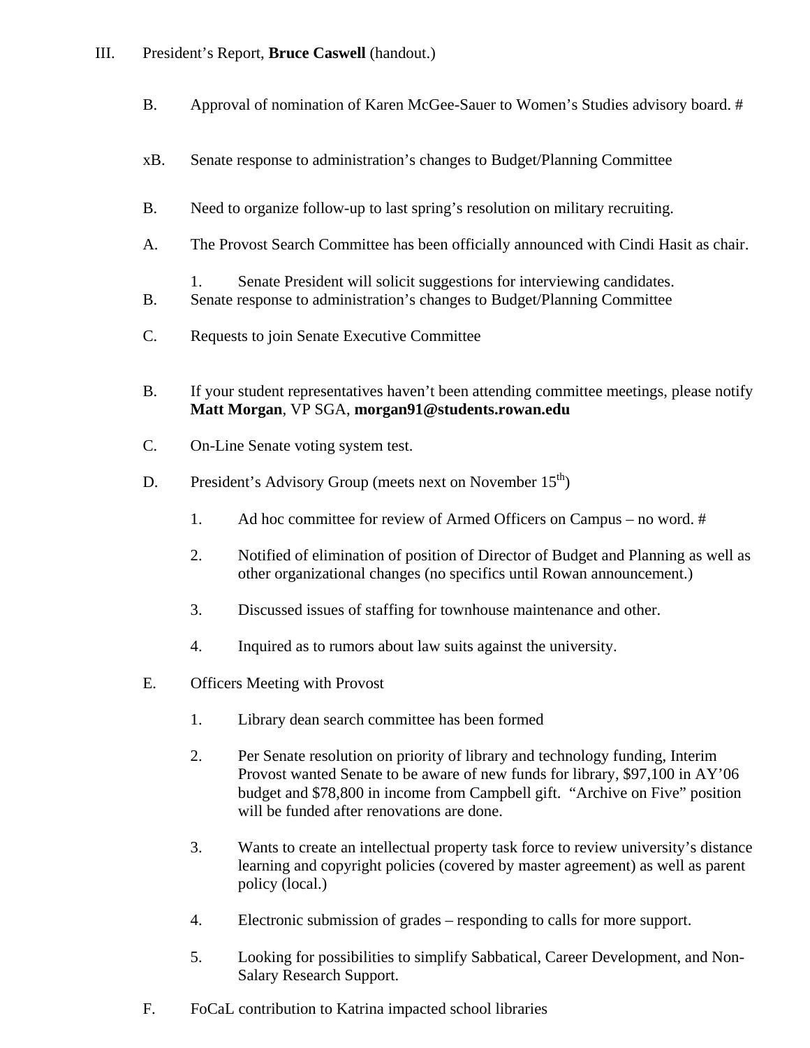III. President's Report, **Bruce Caswell** (handout.)

B. Approval of nomination of Karen McGee-Sauer to Women's Studies advisory board. #

xB. Senate response to administration's changes to Budget/Planning Committee

B. Need to organize follow-up to last spring's resolution on military recruiting.

A. The Provost Search Committee has been officially announced with Cindi Hasit as chair.

1. Senate President will solicit suggestions for interviewing candidates.

B. Senate response to administration's changes to Budget/Planning Committee

C. Requests to join Senate Executive Committee

B. If your student representatives haven't been attending committee meetings, please notify **Matt Morgan**, VP SGA, **morgan91@students.rowan.edu**

C. On-Line Senate voting system test.

D. President's Advisory Group (meets next on November 15th)

1. Ad hoc committee for review of Armed Officers on Campus – no word. #

2. Notified of elimination of position of Director of Budget and Planning as well as other organizational changes (no specifics until Rowan announcement.)

3. Discussed issues of staffing for townhouse maintenance and other.

4. Inquired as to rumors about law suits against the university.

E. Officers Meeting with Provost

1. Library dean search committee has been formed

2. Per Senate resolution on priority of library and technology funding, Interim Provost wanted Senate to be aware of new funds for library, $97,100 in AY'06 budget and $78,800 in income from Campbell gift. "Archive on Five" position will be funded after renovations are done.

3. Wants to create an intellectual property task force to review university's distance learning and copyright policies (covered by master agreement) as well as parent policy (local.)

4. Electronic submission of grades – responding to calls for more support.

5. Looking for possibilities to simplify Sabbatical, Career Development, and Non-Salary Research Support.

F. FoCaL contribution to Katrina impacted school libraries